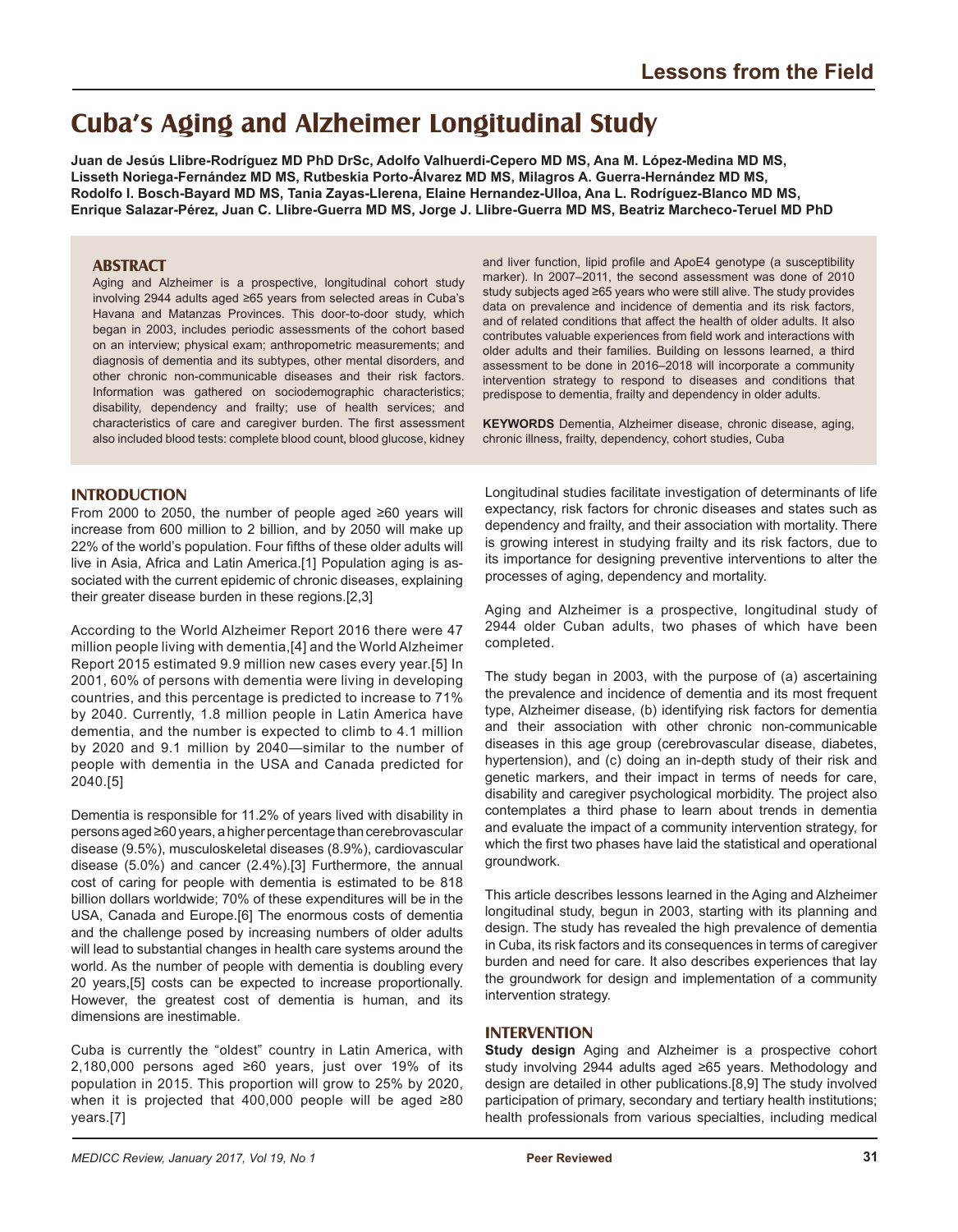# Cuba's Aging and Alzheimer Longitudinal Study

**Juan de Jesús Llibre-Rodríguez MD PhD DrSc, Adolfo Valhuerdi-Cepero MD MS, Ana M. López-Medina MD MS, Lisseth Noriega-Fernández MD MS, Rutbeskia Porto-Álvarez MD MS, Milagros A. Guerra-Hernández MD MS, Rodolfo I. Bosch-Bayard MD MS, Tania Zayas-Llerena, Elaine Hernandez-Ulloa, Ana L. Rodríguez-Blanco MD MS, Enrique Salazar-Pérez, Juan C. Llibre-Guerra MD MS, Jorge J. Llibre-Guerra MD MS, Beatriz Marcheco-Teruel MD PhD**

## ABSTRACT

Aging and Alzheimer is a prospective, longitudinal cohort study involving 2944 adults aged ≥65 years from selected areas in Cuba's Havana and Matanzas Provinces. This door-to-door study, which began in 2003, includes periodic assessments of the cohort based on an interview; physical exam; anthropometric measurements; and diagnosis of dementia and its subtypes, other mental disorders, and other chronic non-communicable diseases and their risk factors. Information was gathered on sociodemographic characteristics; disability, dependency and frailty; use of health services; and characteristics of care and caregiver burden. The first assessment also included blood tests: complete blood count, blood glucose, kidney and liver function, lipid profile and ApoE4 genotype (a susceptibility marker). In 2007–2011, the second assessment was done of 2010 study subjects aged ≥65 years who were still alive. The study provides data on prevalence and incidence of dementia and its risk factors, and of related conditions that affect the health of older adults. It also contributes valuable experiences from field work and interactions with older adults and their families. Building on lessons learned, a third assessment to be done in 2016–2018 will incorporate a community intervention strategy to respond to diseases and conditions that predispose to dementia, frailty and dependency in older adults.

**KEYWORDS** Dementia, Alzheimer disease, chronic disease, aging, chronic illness, frailty, dependency, cohort studies, Cuba

## INTRODUCTION

From 2000 to 2050, the number of people aged ≥60 years will increase from 600 million to 2 billion, and by 2050 will make up 22% of the world's population. Four fifths of these older adults will live in Asia, Africa and Latin America.[1] Population aging is associated with the current epidemic of chronic diseases, explaining their greater disease burden in these regions.[2,3]

According to the World Alzheimer Report 2016 there were 47 million people living with dementia,[4] and the World Alzheimer Report 2015 estimated 9.9 million new cases every year.[5] In 2001, 60% of persons with dementia were living in developing countries, and this percentage is predicted to increase to 71% by 2040. Currently, 1.8 million people in Latin America have dementia, and the number is expected to climb to 4.1 million by 2020 and 9.1 million by 2040—similar to the number of people with dementia in the USA and Canada predicted for 2040.[5]

Dementia is responsible for 11.2% of years lived with disability in persons aged ≥60 years, a higher percentage than cerebrovascular disease (9.5%), musculoskeletal diseases (8.9%), cardiovascular disease (5.0%) and cancer (2.4%).[3] Furthermore, the annual cost of caring for people with dementia is estimated to be 818 billion dollars worldwide; 70% of these expenditures will be in the USA, Canada and Europe.[6] The enormous costs of dementia and the challenge posed by increasing numbers of older adults will lead to substantial changes in health care systems around the world. As the number of people with dementia is doubling every 20 years,[5] costs can be expected to increase proportionally. However, the greatest cost of dementia is human, and its dimensions are inestimable.

Cuba is currently the "oldest" country in Latin America, with 2,180,000 persons aged ≥60 years, just over 19% of its population in 2015. This proportion will grow to 25% by 2020, when it is projected that 400,000 people will be aged ≥80 years.[7]

Longitudinal studies facilitate investigation of determinants of life expectancy, risk factors for chronic diseases and states such as dependency and frailty, and their association with mortality. There is growing interest in studying frailty and its risk factors, due to its importance for designing preventive interventions to alter the processes of aging, dependency and mortality.

Aging and Alzheimer is a prospective, longitudinal study of 2944 older Cuban adults, two phases of which have been completed.

The study began in 2003, with the purpose of (a) ascertaining the prevalence and incidence of dementia and its most frequent type, Alzheimer disease, (b) identifying risk factors for dementia and their association with other chronic non-communicable diseases in this age group (cerebrovascular disease, diabetes, hypertension), and (c) doing an in-depth study of their risk and genetic markers, and their impact in terms of needs for care, disability and caregiver psychological morbidity. The project also contemplates a third phase to learn about trends in dementia and evaluate the impact of a community intervention strategy, for which the first two phases have laid the statistical and operational groundwork.

This article describes lessons learned in the Aging and Alzheimer longitudinal study, begun in 2003, starting with its planning and design. The study has revealed the high prevalence of dementia in Cuba, its risk factors and its consequences in terms of caregiver burden and need for care. It also describes experiences that lay the groundwork for design and implementation of a community intervention strategy.

## INTERVENTION

**Study design** Aging and Alzheimer is a prospective cohort study involving 2944 adults aged ≥65 years. Methodology and design are detailed in other publications.[8,9] The study involved participation of primary, secondary and tertiary health institutions; health professionals from various specialties, including medical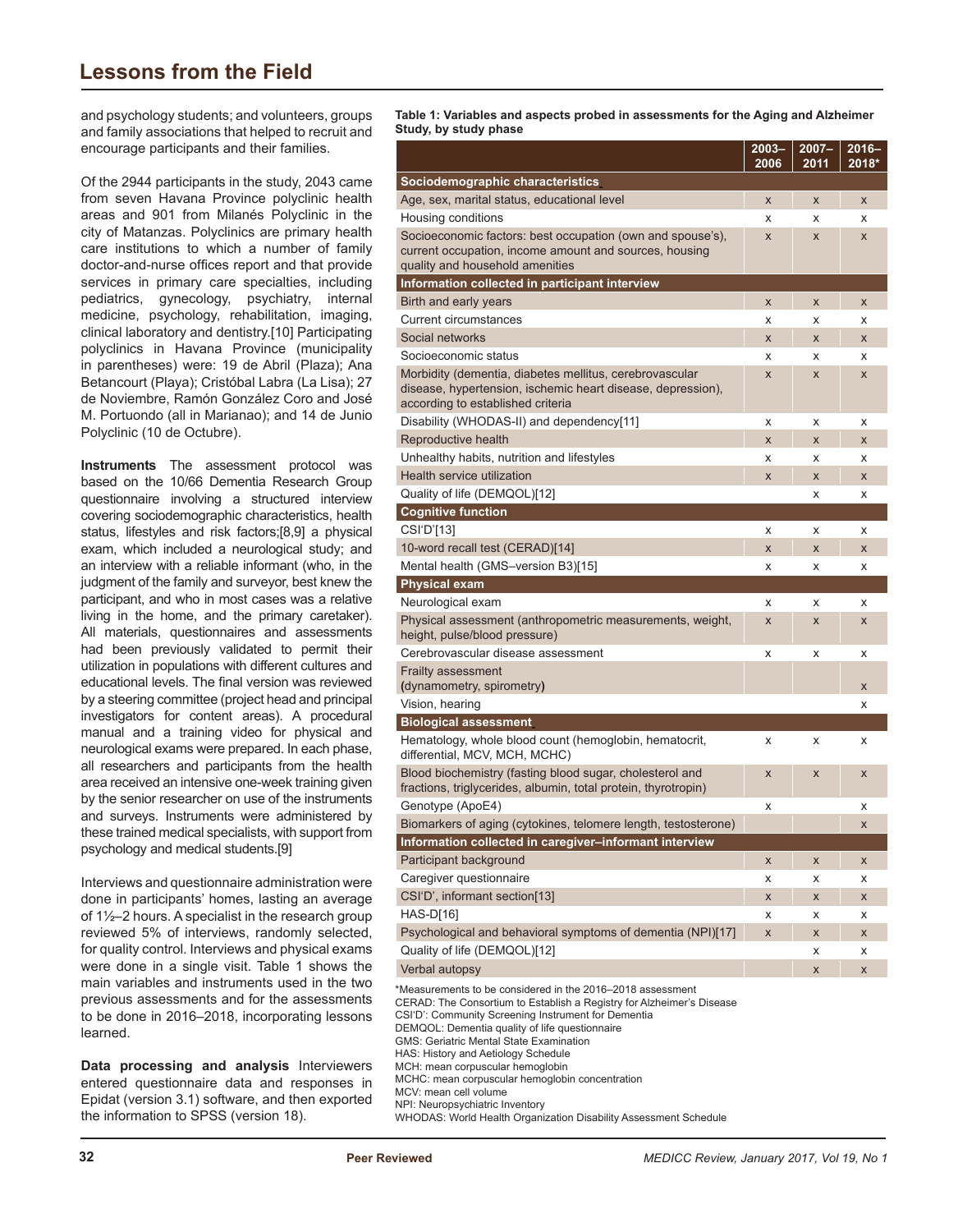and psychology students; and volunteers, groups and family associations that helped to recruit and encourage participants and their families.

Of the 2944 participants in the study, 2043 came from seven Havana Province polyclinic health areas and 901 from Milanés Polyclinic in the city of Matanzas. Polyclinics are primary health care institutions to which a number of family doctor-and-nurse offices report and that provide services in primary care specialties, including pediatrics, gynecology, psychiatry, internal medicine, psychology, rehabilitation, imaging, clinical laboratory and dentistry.[10] Participating polyclinics in Havana Province (municipality in parentheses) were: 19 de Abril (Plaza); Ana Betancourt (Playa); Cristóbal Labra (La Lisa); 27 de Noviembre, Ramón González Coro and José M. Portuondo (all in Marianao); and 14 de Junio Polyclinic (10 de Octubre).

**Instruments** The assessment protocol was based on the 10/66 Dementia Research Group questionnaire involving a structured interview covering sociodemographic characteristics, health status, lifestyles and risk factors;[8,9] a physical exam, which included a neurological study; and an interview with a reliable informant (who, in the judgment of the family and surveyor, best knew the participant, and who in most cases was a relative living in the home, and the primary caretaker). All materials, questionnaires and assessments had been previously validated to permit their utilization in populations with different cultures and educational levels. The final version was reviewed by a steering committee (project head and principal investigators for content areas). A procedural manual and a training video for physical and neurological exams were prepared. In each phase, all researchers and participants from the health area received an intensive one-week training given by the senior researcher on use of the instruments and surveys. Instruments were administered by these trained medical specialists, with support from psychology and medical students.[9]

Interviews and questionnaire administration were done in participants' homes, lasting an average of 1½–2 hours. A specialist in the research group reviewed 5% of interviews, randomly selected, for quality control. Interviews and physical exams were done in a single visit. Table 1 shows the main variables and instruments used in the two previous assessments and for the assessments to be done in 2016–2018, incorporating lessons learned.

**Data processing and analysis** Interviewers entered questionnaire data and responses in Epidat (version 3.1) software, and then exported the information to SPSS (version 18).

**Table 1: Variables and aspects probed in assessments for the Aging and Alzheimer Study, by study phase**

| | 2003–2006 | 2007–2011 | 2016–2018* |
|---|---|---|---|
| **Sociodemographic characteristics** | | | |
| Age, sex, marital status, educational level | x | x | x |
| Housing conditions | x | x | x |
| Socioeconomic factors: best occupation (own and spouse's), current occupation, income amount and sources, housing quality and household amenities | x | x | x |
| **Information collected in participant interview** | | | |
| Birth and early years | x | x | x |
| Current circumstances | x | x | x |
| Social networks | x | x | x |
| Socioeconomic status | x | x | x |
| Morbidity (dementia, diabetes mellitus, cerebrovascular disease, hypertension, ischemic heart disease, depression), according to established criteria | x | x | x |
| Disability (WHODAS-II) and dependency[11] | x | x | x |
| Reproductive health | x | x | x |
| Unhealthy habits, nutrition and lifestyles | x | x | x |
| Health service utilization | x | x | x |
| Quality of life (DEMQOL)[12] | | x | x |
| **Cognitive function** | | | |
| CSI'D'[13] | x | x | x |
| 10-word recall test (CERAD)[14] | x | x | x |
| Mental health (GMS–version B3)[15] | x | x | x |
| **Physical exam** | | | |
| Neurological exam | x | x | x |
| Physical assessment (anthropometric measurements, weight, height, pulse/blood pressure) | x | x | x |
| Cerebrovascular disease assessment | x | x | x |
| Frailty assessment **(**dynamometry, spirometry**)** | | | x |
| Vision, hearing | | | x |
| **Biological assessment** | | | |
| Hematology, whole blood count (hemoglobin, hematocrit, differential, MCV, MCH, MCHC) | x | x | x |
| Blood biochemistry (fasting blood sugar, cholesterol and fractions, triglycerides, albumin, total protein, thyrotropin) | x | x | x |
| Genotype (ApoE4) | x | | x |
| Biomarkers of aging (cytokines, telomere length, testosterone) | | | x |
| **Information collected in caregiver–informant interview** | | | |
| Participant background | x | x | x |
| Caregiver questionnaire | x | x | x |
| CSI'D', informant section[13] | x | x | x |
| HAS-D[16] | x | x | x |
| Psychological and behavioral symptoms of dementia (NPI)[17] | x | x | x |
| Quality of life (DEMQOL)[12] | | x | x |
| Verbal autopsy | | x | x |

*Measurements to be considered in the 2016–2018 assessment
CERAD: The Consortium to Establish a Registry for Alzheimer's Disease
CSI'D': Community Screening Instrument for Dementia
DEMQOL: Dementia quality of life questionnaire
GMS: Geriatric Mental State Examination
HAS: History and Aetiology Schedule
MCH: mean corpuscular hemoglobin
MCHC: mean corpuscular hemoglobin concentration
MCV: mean cell volume
NPI: Neuropsychiatric Inventory
WHODAS: World Health Organization Disability Assessment Schedule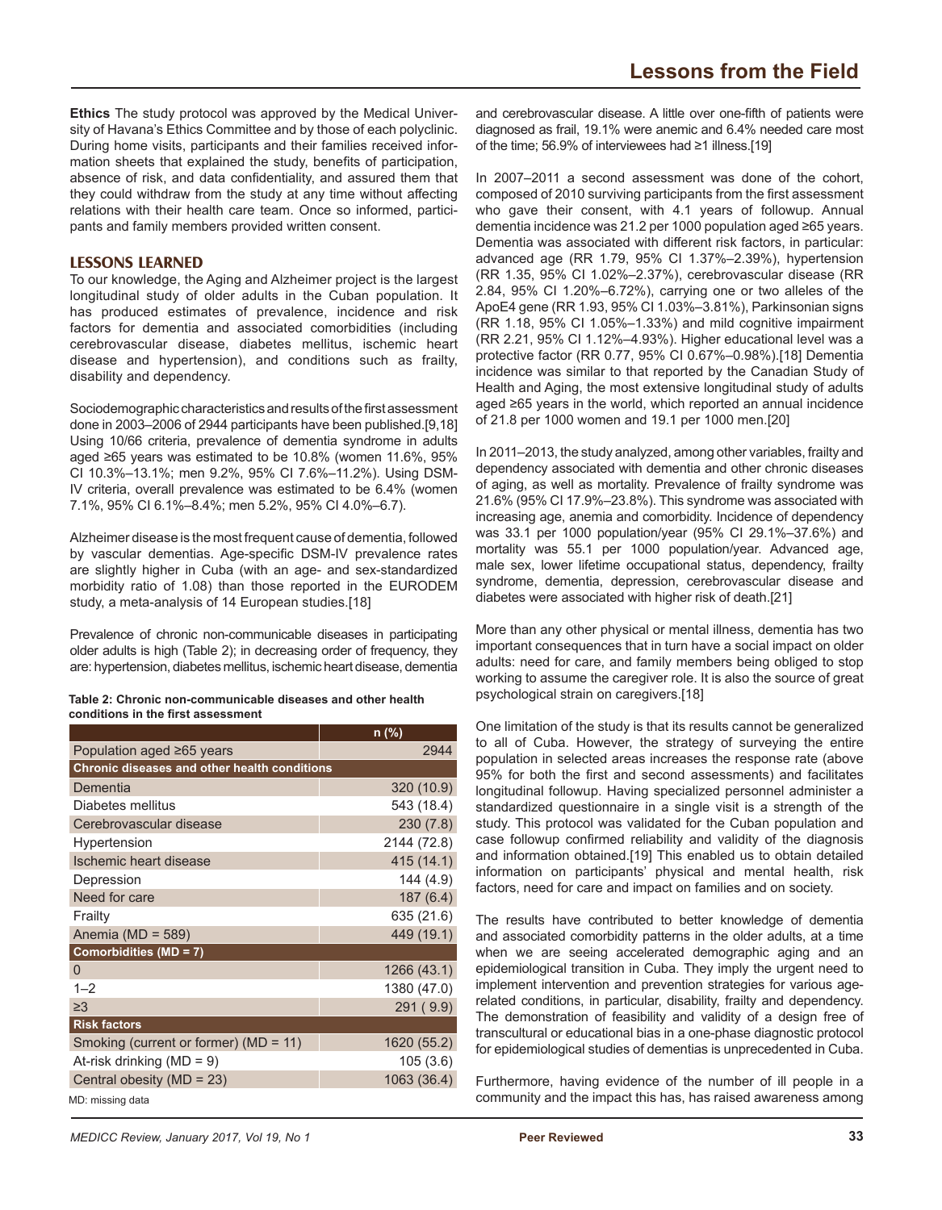**Ethics** The study protocol was approved by the Medical University of Havana's Ethics Committee and by those of each polyclinic. During home visits, participants and their families received information sheets that explained the study, benefits of participation, absence of risk, and data confidentiality, and assured them that they could withdraw from the study at any time without affecting relations with their health care team. Once so informed, participants and family members provided written consent.

## LESSONS LEARNED

To our knowledge, the Aging and Alzheimer project is the largest longitudinal study of older adults in the Cuban population. It has produced estimates of prevalence, incidence and risk factors for dementia and associated comorbidities (including cerebrovascular disease, diabetes mellitus, ischemic heart disease and hypertension), and conditions such as frailty, disability and dependency.

Sociodemographic characteristics and results of the first assessment done in 2003–2006 of 2944 participants have been published.[9,18] Using 10/66 criteria, prevalence of dementia syndrome in adults aged ≥65 years was estimated to be 10.8% (women 11.6%, 95% CI 10.3%–13.1%; men 9.2%, 95% CI 7.6%–11.2%). Using DSM-IV criteria, overall prevalence was estimated to be 6.4% (women 7.1%, 95% CI 6.1%–8.4%; men 5.2%, 95% CI 4.0%–6.7).

Alzheimer disease is the most frequent cause of dementia, followed by vascular dementias. Age-specific DSM-IV prevalence rates are slightly higher in Cuba (with an age- and sex-standardized morbidity ratio of 1.08) than those reported in the EURODEM study, a meta-analysis of 14 European studies.[18]

Prevalence of chronic non-communicable diseases in participating older adults is high (Table 2); in decreasing order of frequency, they are: hypertension, diabetes mellitus, ischemic heart disease, dementia and cerebrovascular disease. A little over one-fifth of patients were diagnosed as frail, 19.1% were anemic and 6.4% needed care most of the time; 56.9% of interviewees had ≥1 illness.[19]

**Table 2: Chronic non-communicable diseases and other health conditions in the first assessment**

| | n (%) |
|---|---|
| Population aged ≥65 years | 2944 |
| **Chronic diseases and other health conditions** | |
| Dementia | 320 (10.9) |
| Diabetes mellitus | 543 (18.4) |
| Cerebrovascular disease | 230 (7.8) |
| Hypertension | 2144 (72.8) |
| Ischemic heart disease | 415 (14.1) |
| Depression | 144 (4.9) |
| Need for care | 187 (6.4) |
| Frailty | 635 (21.6) |
| Anemia (MD = 589) | 449 (19.1) |
| **Comorbidities (MD = 7)** | |
| 0 | 1266 (43.1) |
| 1–2 | 1380 (47.0) |
| ≥3 | 291 ( 9.9) |
| **Risk factors** | |
| Smoking (current or former) (MD = 11) | 1620 (55.2) |
| At-risk drinking (MD = 9) | 105 (3.6) |
| Central obesity (MD = 23) | 1063 (36.4) |

MD: missing data

In 2007–2011 a second assessment was done of the cohort, composed of 2010 surviving participants from the first assessment who gave their consent, with 4.1 years of followup. Annual dementia incidence was 21.2 per 1000 population aged ≥65 years. Dementia was associated with different risk factors, in particular: advanced age (RR 1.79, 95% CI 1.37%–2.39%), hypertension (RR 1.35, 95% CI 1.02%–2.37%), cerebrovascular disease (RR 2.84, 95% CI 1.20%–6.72%), carrying one or two alleles of the ApoE4 gene (RR 1.93, 95% CI 1.03%–3.81%), Parkinsonian signs (RR 1.18, 95% CI 1.05%–1.33%) and mild cognitive impairment (RR 2.21, 95% CI 1.12%–4.93%). Higher educational level was a protective factor (RR 0.77, 95% CI 0.67%–0.98%).[18] Dementia incidence was similar to that reported by the Canadian Study of Health and Aging, the most extensive longitudinal study of adults aged ≥65 years in the world, which reported an annual incidence of 21.8 per 1000 women and 19.1 per 1000 men.[20]

In 2011–2013, the study analyzed, among other variables, frailty and dependency associated with dementia and other chronic diseases of aging, as well as mortality. Prevalence of frailty syndrome was 21.6% (95% CI 17.9%–23.8%). This syndrome was associated with increasing age, anemia and comorbidity. Incidence of dependency was 33.1 per 1000 population/year (95% CI 29.1%–37.6%) and mortality was 55.1 per 1000 population/year. Advanced age, male sex, lower lifetime occupational status, dependency, frailty syndrome, dementia, depression, cerebrovascular disease and diabetes were associated with higher risk of death.[21]

More than any other physical or mental illness, dementia has two important consequences that in turn have a social impact on older adults: need for care, and family members being obliged to stop working to assume the caregiver role. It is also the source of great psychological strain on caregivers.[18]

One limitation of the study is that its results cannot be generalized to all of Cuba. However, the strategy of surveying the entire population in selected areas increases the response rate (above 95% for both the first and second assessments) and facilitates longitudinal followup. Having specialized personnel administer a standardized questionnaire in a single visit is a strength of the study. This protocol was validated for the Cuban population and case followup confirmed reliability and validity of the diagnosis and information obtained.[19] This enabled us to obtain detailed information on participants' physical and mental health, risk factors, need for care and impact on families and on society.

The results have contributed to better knowledge of dementia and associated comorbidity patterns in the older adults, at a time when we are seeing accelerated demographic aging and an epidemiological transition in Cuba. They imply the urgent need to implement intervention and prevention strategies for various age-related conditions, in particular, disability, frailty and dependency. The demonstration of feasibility and validity of a design free of transcultural or educational bias in a one-phase diagnostic protocol for epidemiological studies of dementias is unprecedented in Cuba.

Furthermore, having evidence of the number of ill people in a community and the impact this has, has raised awareness among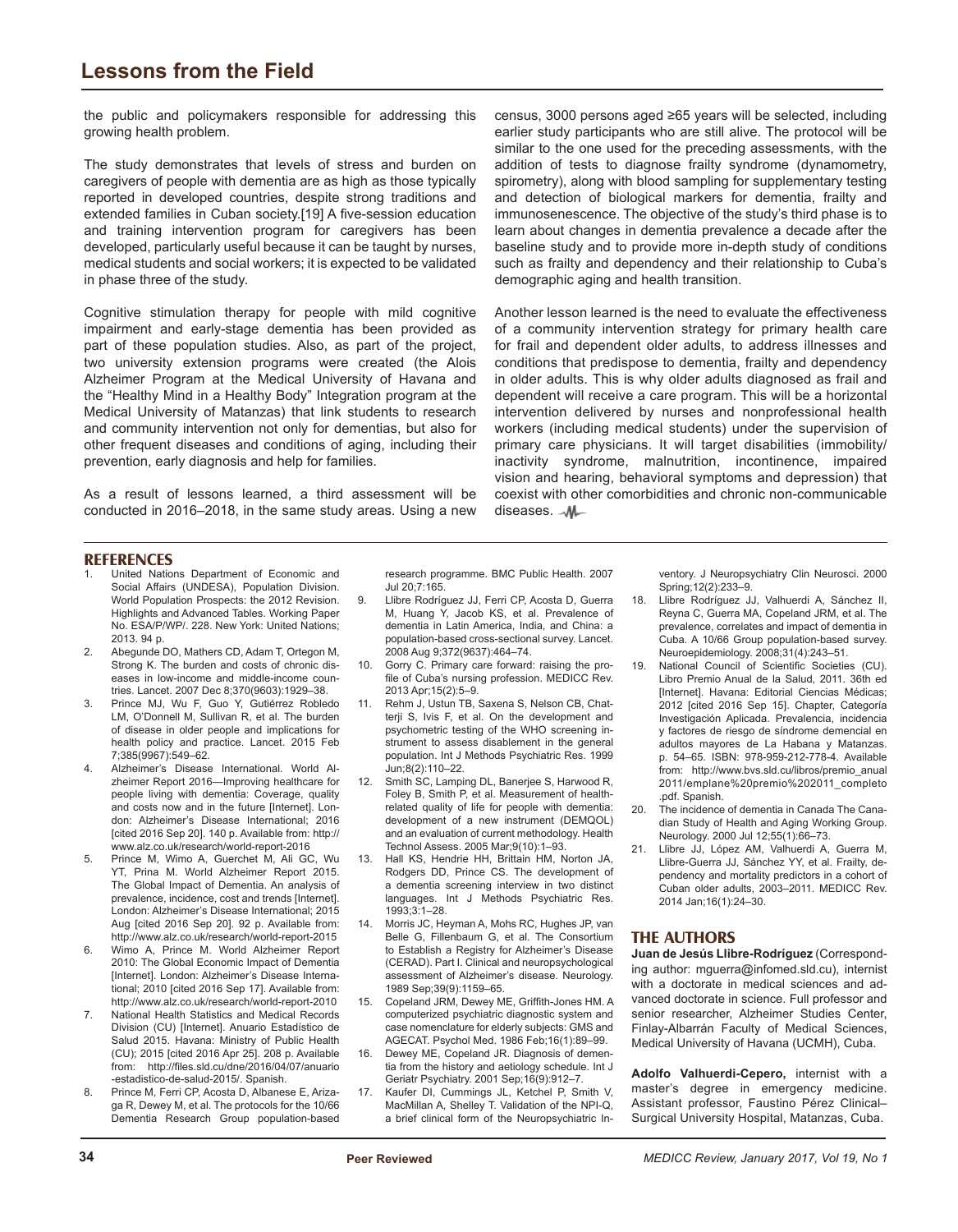the public and policymakers responsible for addressing this growing health problem.

The study demonstrates that levels of stress and burden on caregivers of people with dementia are as high as those typically reported in developed countries, despite strong traditions and extended families in Cuban society.[19] A five-session education and training intervention program for caregivers has been developed, particularly useful because it can be taught by nurses, medical students and social workers; it is expected to be validated in phase three of the study.

Cognitive stimulation therapy for people with mild cognitive impairment and early-stage dementia has been provided as part of these population studies. Also, as part of the project, two university extension programs were created (the Alois Alzheimer Program at the Medical University of Havana and the "Healthy Mind in a Healthy Body" Integration program at the Medical University of Matanzas) that link students to research and community intervention not only for dementias, but also for other frequent diseases and conditions of aging, including their prevention, early diagnosis and help for families.

As a result of lessons learned, a third assessment will be conducted in 2016–2018, in the same study areas. Using a new census, 3000 persons aged ≥65 years will be selected, including earlier study participants who are still alive. The protocol will be similar to the one used for the preceding assessments, with the addition of tests to diagnose frailty syndrome (dynamometry, spirometry), along with blood sampling for supplementary testing and detection of biological markers for dementia, frailty and immunosenescence. The objective of the study's third phase is to learn about changes in dementia prevalence a decade after the baseline study and to provide more in-depth study of conditions such as frailty and dependency and their relationship to Cuba's demographic aging and health transition.

Another lesson learned is the need to evaluate the effectiveness of a community intervention strategy for primary health care for frail and dependent older adults, to address illnesses and conditions that predispose to dementia, frailty and dependency in older adults. This is why older adults diagnosed as frail and dependent will receive a care program. This will be a horizontal intervention delivered by nurses and nonprofessional health workers (including medical students) under the supervision of primary care physicians. It will target disabilities (immobility/inactivity syndrome, malnutrition, incontinence, impaired vision and hearing, behavioral symptoms and depression) that coexist with other comorbidities and chronic non-communicable diseases.

## REFERENCES

1. United Nations Department of Economic and Social Affairs (UNDESA), Population Division. World Population Prospects: the 2012 Revision. Highlights and Advanced Tables. Working Paper No. ESA/P/WP/. 228. New York: United Nations; 2013. 94 p.
2. Abegunde DO, Mathers CD, Adam T, Ortegon M, Strong K. The burden and costs of chronic diseases in low-income and middle-income countries. Lancet. 2007 Dec 8;370(9603):1929–38.
3. Prince MJ, Wu F, Guo Y, Gutiérrez Robledo LM, O'Donnell M, Sullivan R, et al. The burden of disease in older people and implications for health policy and practice. Lancet. 2015 Feb 7;385(9967):549–62.
4. Alzheimer's Disease International. World Alzheimer Report 2016—Improving healthcare for people living with dementia: Coverage, quality and costs now and in the future [Internet]. London: Alzheimer's Disease International; 2016 [cited 2016 Sep 20]. 140 p. Available from: http://www.alz.co.uk/research/world-report-2016
5. Prince M, Wimo A, Guerchet M, Ali GC, Wu YT, Prina M. World Alzheimer Report 2015. The Global Impact of Dementia. An analysis of prevalence, incidence, cost and trends [Internet]. London: Alzheimer's Disease International; 2015 Aug [cited 2016 Sep 20]. 92 p. Available from: http://www.alz.co.uk/research/world-report-2015
6. Wimo A, Prince M. World Alzheimer Report 2010: The Global Economic Impact of Dementia [Internet]. London: Alzheimer's Disease International; 2010 [cited 2016 Sep 17]. Available from: http://www.alz.co.uk/research/world-report-2010
7. National Health Statistics and Medical Records Division (CU) [Internet]. Anuario Estadístico de Salud 2015. Havana: Ministry of Public Health (CU); 2015 [cited 2016 Apr 25]. 208 p. Available from: http://files.sld.cu/dne/2016/04/07/anuario-estadistico-de-salud-2015/. Spanish.
8. Prince M, Ferri CP, Acosta D, Albanese E, Arizaga R, Dewey M, et al. The protocols for the 10/66 Dementia Research Group population-based research programme. BMC Public Health. 2007 Jul 20;7:165.
9. Llibre Rodríguez JJ, Ferri CP, Acosta D, Guerra M, Huang Y, Jacob KS, et al. Prevalence of dementia in Latin America, India, and China: a population-based cross-sectional survey. Lancet. 2008 Aug 9;372(9637):464–74.
10. Gorry C. Primary care forward: raising the profile of Cuba's nursing profession. MEDICC Rev. 2013 Apr;15(2):5–9.
11. Rehm J, Ustun TB, Saxena S, Nelson CB, Chatterji S, Ivis F, et al. On the development and psychometric testing of the WHO screening instrument to assess disablement in the general population. Int J Methods Psychiatric Res. 1999 Jun;8(2):110–22.
12. Smith SC, Lamping DL, Banerjee S, Harwood R, Foley B, Smith P, et al. Measurement of health-related quality of life for people with dementia: development of a new instrument (DEMQOL) and an evaluation of current methodology. Health Technol Assess. 2005 Mar;9(10):1–93.
13. Hall KS, Hendrie HH, Brittain HM, Norton JA, Rodgers DD, Prince CS. The development of a dementia screening interview in two distinct languages. Int J Methods Psychiatric Res. 1993;3:1–28.
14. Morris JC, Heyman A, Mohs RC, Hughes JP, van Belle G, Fillenbaum G, et al. The Consortium to Establish a Registry for Alzheimer's Disease (CERAD). Part I. Clinical and neuropsychological assessment of Alzheimer's disease. Neurology. 1989 Sep;39(9):1159–65.
15. Copeland JRM, Dewey ME, Griffith-Jones HM. A computerized psychiatric diagnostic system and case nomenclature for elderly subjects: GMS and AGECAT. Psychol Med. 1986 Feb;16(1):89–99.
16. Dewey ME, Copeland JR. Diagnosis of dementia from the history and aetiology schedule. Int J Geriatr Psychiatry. 2001 Sep;16(9):912–7.
17. Kaufer DI, Cummings JL, Ketchel P, Smith V, MacMillan A, Shelley T. Validation of the NPI-Q, a brief clinical form of the Neuropsychiatric Inventory. J Neuropsychiatry Clin Neurosci. 2000 Spring;12(2):233–9.
18. Llibre Rodríguez JJ, Valhuerdi A, Sánchez II, Reyna C, Guerra MA, Copeland JRM, et al. The prevalence, correlates and impact of dementia in Cuba. A 10/66 Group population-based survey. Neuroepidemiology. 2008;31(4):243–51.
19. National Council of Scientific Societies (CU). Libro Premio Anual de la Salud, 2011. 36th ed [Internet]. Havana: Editorial Ciencias Médicas; 2012 [cited 2016 Sep 15]. Chapter, Categoría Investigación Aplicada. Prevalencia, incidencia y factores de riesgo de síndrome demencial en adultos mayores de La Habana y Matanzas. p. 54–65. ISBN: 978-959-212-778-4. Available from: http://www.bvs.sld.cu/libros/premio_anual2011/emplane%20premio%202011_completo.pdf. Spanish.
20. The incidence of dementia in Canada The Canadian Study of Health and Aging Working Group. Neurology. 2000 Jul 12;55(1):66–73.
21. Llibre JJ, López AM, Valhuerdi A, Guerra M, Llibre-Guerra JJ, Sánchez YY, et al. Frailty, dependency and mortality predictors in a cohort of Cuban older adults, 2003–2011. MEDICC Rev. 2014 Jan;16(1):24–30.

## THE AUTHORS

**Juan de Jesús Llibre-Rodríguez** (Corresponding author: mguerra@infomed.sld.cu), internist with a doctorate in medical sciences and advanced doctorate in science. Full professor and senior researcher, Alzheimer Studies Center, Finlay-Albarrán Faculty of Medical Sciences, Medical University of Havana (UCMH), Cuba.

**Adolfo Valhuerdi-Cepero,** internist with a master's degree in emergency medicine. Assistant professor, Faustino Pérez Clinical–Surgical University Hospital, Matanzas, Cuba.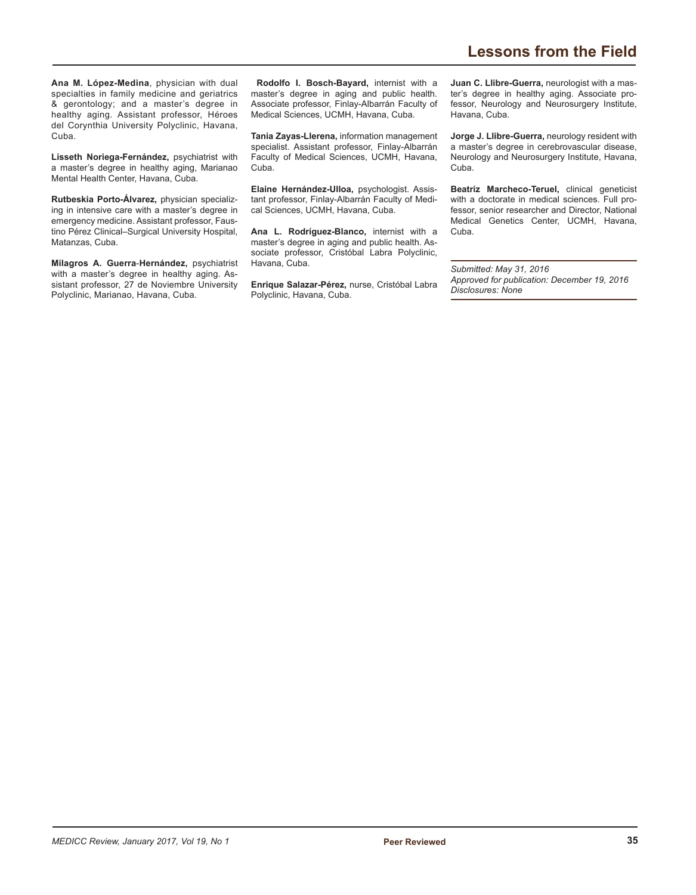**Ana M. López-Medina**, physician with dual specialties in family medicine and geriatrics & gerontology; and a master's degree in healthy aging. Assistant professor, Héroes del Corynthia University Polyclinic, Havana, Cuba.

**Lisseth Noriega-Fernández,** psychiatrist with a master's degree in healthy aging, Marianao Mental Health Center, Havana, Cuba.

**Rutbeskia Porto-Álvarez,** physician specializing in intensive care with a master's degree in emergency medicine. Assistant professor, Faustino Pérez Clinical–Surgical University Hospital, Matanzas, Cuba.

**Milagros A. Guerra-Hernández,** psychiatrist with a master's degree in healthy aging. Assistant professor, 27 de Noviembre University Polyclinic, Marianao, Havana, Cuba.

**Rodolfo I. Bosch-Bayard,** internist with a master's degree in aging and public health. Associate professor, Finlay-Albarrán Faculty of Medical Sciences, UCMH, Havana, Cuba.

**Tania Zayas-Llerena,** information management specialist. Assistant professor, Finlay-Albarrán Faculty of Medical Sciences, UCMH, Havana, Cuba.

**Elaine Hernández-Ulloa,** psychologist. Assistant professor, Finlay-Albarrán Faculty of Medical Sciences, UCMH, Havana, Cuba.

**Ana L. Rodríguez-Blanco,** internist with a master's degree in aging and public health. Associate professor, Cristóbal Labra Polyclinic, Havana, Cuba.

**Enrique Salazar-Pérez,** nurse, Cristóbal Labra Polyclinic, Havana, Cuba.

**Juan C. Llibre-Guerra,** neurologist with a master's degree in healthy aging. Associate professor, Neurology and Neurosurgery Institute, Havana, Cuba.

**Jorge J. Llibre-Guerra,** neurology resident with a master's degree in cerebrovascular disease, Neurology and Neurosurgery Institute, Havana, Cuba.

**Beatriz Marcheco-Teruel,** clinical geneticist with a doctorate in medical sciences. Full professor, senior researcher and Director, National Medical Genetics Center, UCMH, Havana, Cuba.

*Submitted: May 31, 2016*
*Approved for publication: December 19, 2016*
*Disclosures: None*